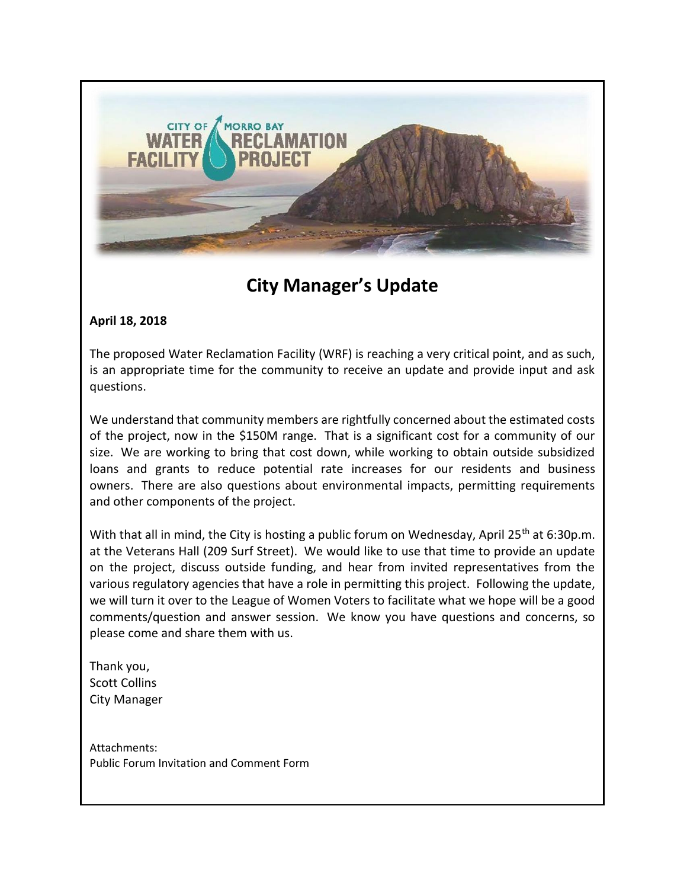# City Manager's Update

**April 18, 2018**

The proposed Water Reclamation Facility (WRF) is reaching a very critical point, and as such, is an appropriate time for the community to receive an update and provide input and ask questions.

We understand that community members are rightfully concerned about the estimated costs of the project, now in the $150M range. That is a significant cost for a community of our size. We are working to bring that cost down, while working to obtain outside subsidized loans and grants to reduce potential rate increases for our residents and business owners. There are also questions about environmental impacts, permitting requirements and other components of the project.

With that all in mind, the City is hosting a public forum on Wednesday, April 25th at 6:30p.m. at the Veterans Hall (209 Surf Street). We would like to use that time to provide an update on the project, discuss outside funding, and hear from invited representatives from the various regulatory agencies that have a role in permitting this project. Following the update, we will turn it over to the League of Women Voters to facilitate what we hope will be a good comments/question and answer session. We know you have questions and concerns, so please come and share them with us.

Thank you,
Scott Collins
City Manager

Attachments:
Public Forum Invitation and Comment Form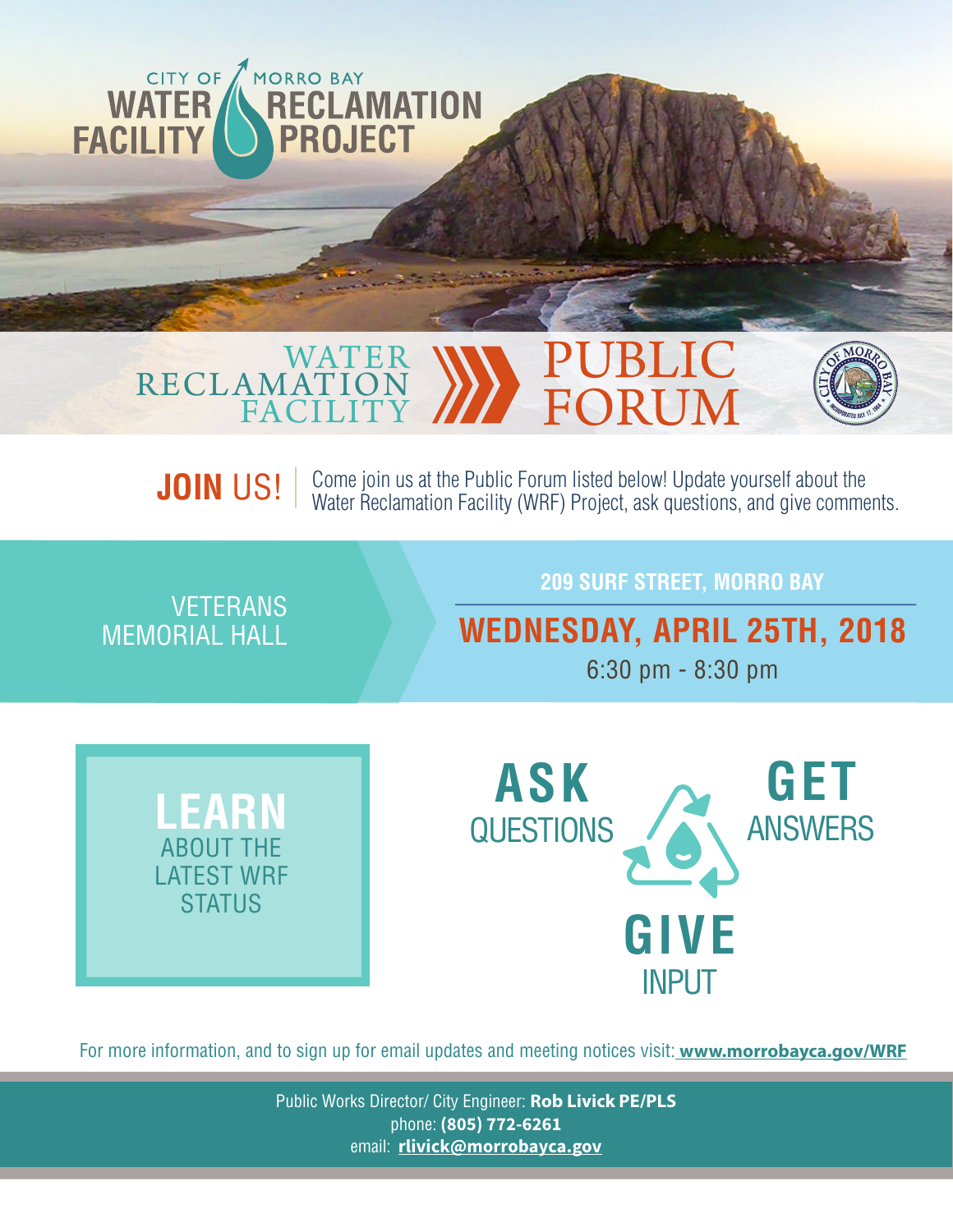# CITY OF MORRO BAY WATER RECLAMATION FACILITY PROJECT

## WATER RECLAMATION FACILITY PUBLIC FORUM

**JOIN US!** Come join us at the Public Forum listed below! Update yourself about the Water Reclamation Facility (WRF) Project, ask questions, and give comments.

**VETERANS MEMORIAL HALL**

**209 SURF STREET, MORRO BAY**

**WEDNESDAY, APRIL 25TH, 2018**

6:30 pm - 8:30 pm

**LEARN** ABOUT THE LATEST WRF STATUS

**ASK** QUESTIONS

**GET** ANSWERS

**GIVE** INPUT

For more information, and to sign up for email updates and meeting notices visit: **www.morrobayca.gov/WRF**

Public Works Director/ City Engineer: **Rob Livick PE/PLS**
phone: **(805) 772-6261**
email: **rlivick@morrobayca.gov**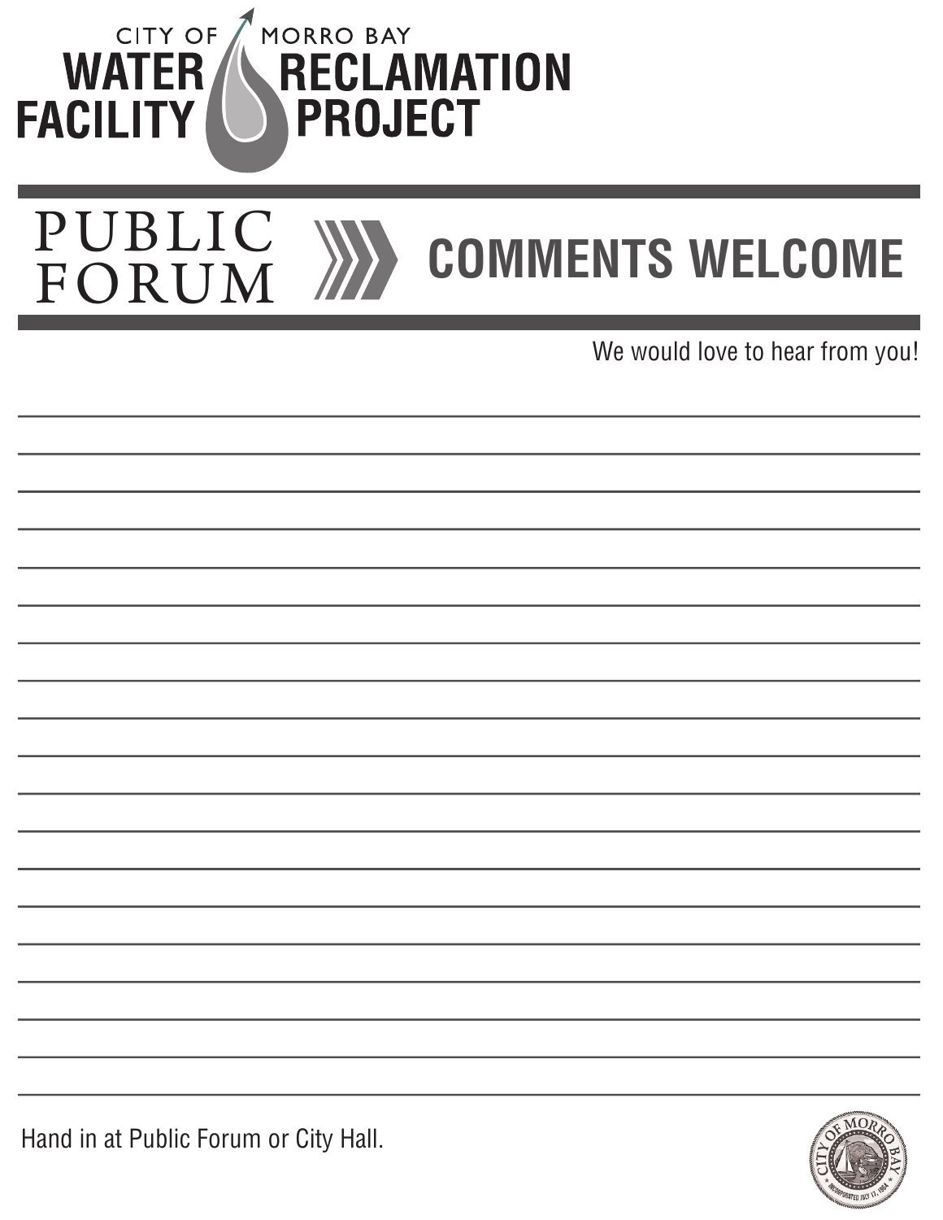CITY OF MORRO BAY

# WATER RECLAMATION FACILITY PROJECT

## PUBLIC FORUM

## COMMENTS WELCOME

We would love to hear from you!

Hand in at Public Forum or City Hall.